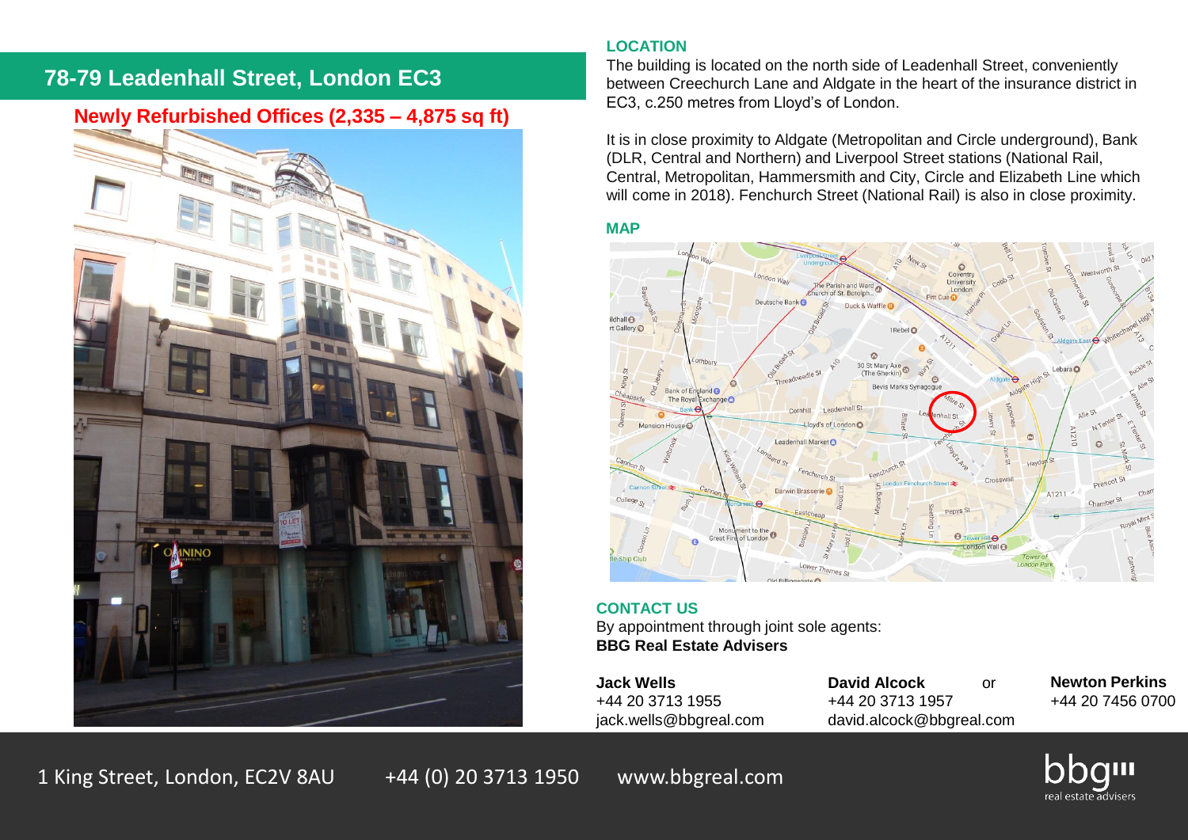# 78-79 Leadenhall Street, London EC3

## Newly Refurbished Offices (2,335 – 4,875 sq ft)

### LOCATION

The building is located on the north side of Leadenhall Street, conveniently between Creechurch Lane and Aldgate in the heart of the insurance district in EC3, c.250 metres from Lloyd's of London.

It is in close proximity to Aldgate (Metropolitan and Circle underground), Bank (DLR, Central and Northern) and Liverpool Street stations (National Rail, Central, Metropolitan, Hammersmith and City, Circle and Elizabeth Line which will come in 2018). Fenchurch Street (National Rail) is also in close proximity.

### MAP

### CONTACT US

By appointment through joint sole agents:
**BBG Real Estate Advisers**

**Jack Wells**
+44 20 3713 1955
jack.wells@bbgreal.com

**David Alcock**
+44 20 3713 1957
david.alcock@bbgreal.com

or

**Newton Perkins**
+44 20 7456 0700

1 King Street, London, EC2V 8AU +44 (0) 20 3713 1950 www.bbgreal.com

bbg real estate advisers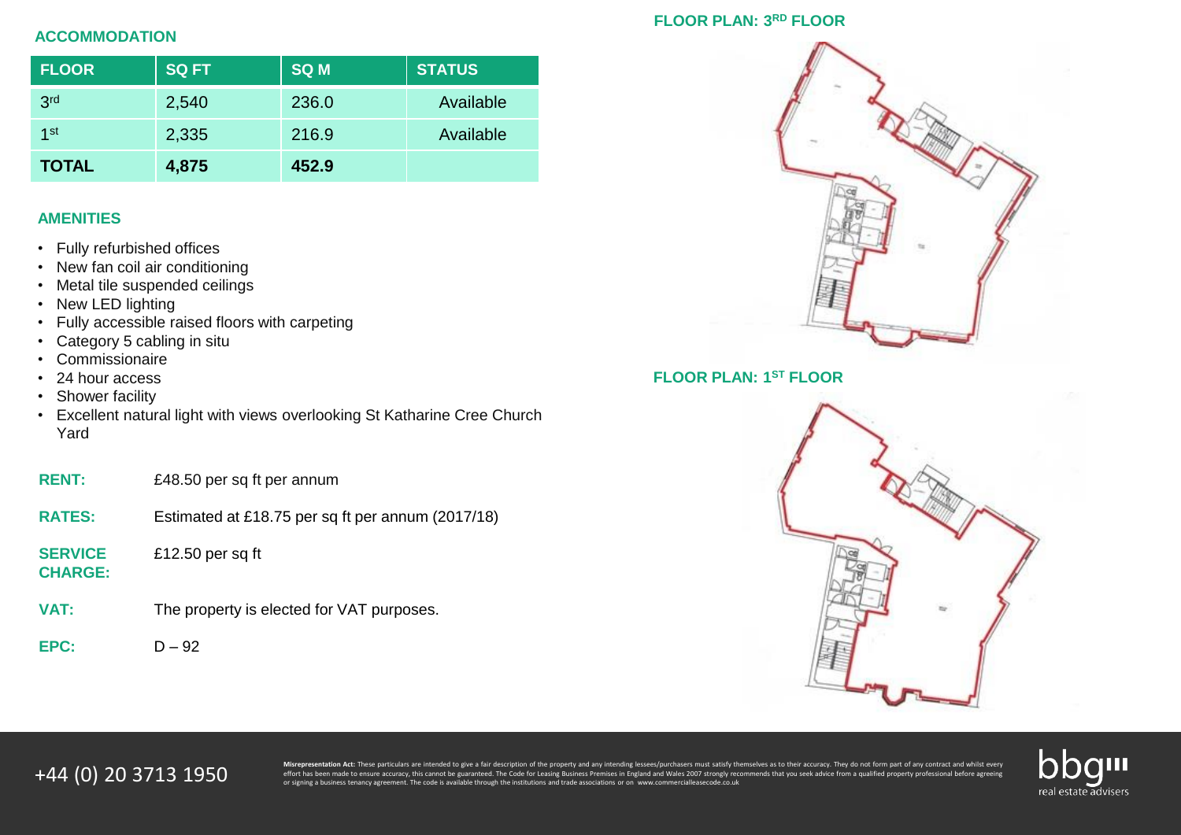## ACCOMMODATION

| FLOOR | SQ FT | SQ M | STATUS |
|---|---|---|---|
| 3rd | 2,540 | 236.0 | Available |
| 1st | 2,335 | 216.9 | Available |
| **TOTAL** | **4,875** | **452.9** | |

## AMENITIES

- Fully refurbished offices
- New fan coil air conditioning
- Metal tile suspended ceilings
- New LED lighting
- Fully accessible raised floors with carpeting
- Category 5 cabling in situ
- Commissionaire
- 24 hour access
- Shower facility
- Excellent natural light with views overlooking St Katharine Cree Church Yard

**RENT:** £48.50 per sq ft per annum

**RATES:** Estimated at £18.75 per sq ft per annum (2017/18)

**SERVICE CHARGE:** £12.50 per sq ft

**VAT:** The property is elected for VAT purposes.

**EPC:** D – 92

## FLOOR PLAN: 3RD FLOOR

## FLOOR PLAN: 1ST FLOOR

+44 (0) 20 3713 1950

**Misrepresentation Act:** These particulars are intended to give a fair description of the property and any intending lessees/purchasers must satisfy themselves as to their accuracy. They do not form part of any contract and whilst every effort has been made to ensure accuracy, this cannot be guaranteed. The Code for Leasing Business Premises in England and Wales 2007 strongly recommends that you seek advice from a qualified property professional before agreeing or signing a business tenancy agreement. The code is available through the institutions and trade associations or on www.commercialleasecode.co.uk

bbg real estate advisers